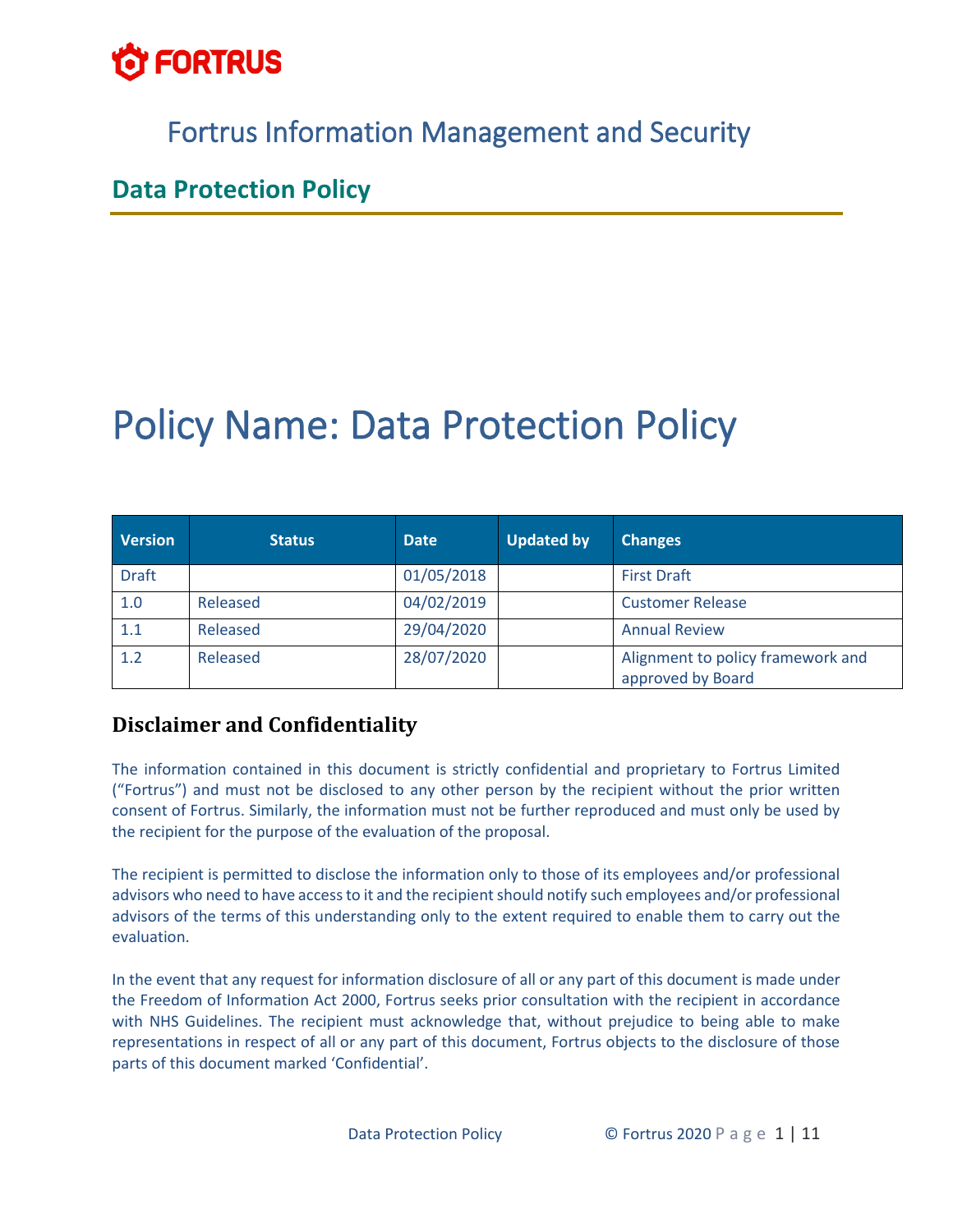FORTRUS

# Fortrus Information Management and Security

## Data Protection Policy

# Policy Name: Data Protection Policy

| Version | Status | Date | Updated by | Changes |
|---|---|---|---|---|
| Draft | | 01/05/2018 | | First Draft |
| 1.0 | Released | 04/02/2019 | | Customer Release |
| 1.1 | Released | 29/04/2020 | | Annual Review |
| 1.2 | Released | 28/07/2020 | | Alignment to policy framework and approved by Board |

### Disclaimer and Confidentiality

The information contained in this document is strictly confidential and proprietary to Fortrus Limited ("Fortrus") and must not be disclosed to any other person by the recipient without the prior written consent of Fortrus. Similarly, the information must not be further reproduced and must only be used by the recipient for the purpose of the evaluation of the proposal.

The recipient is permitted to disclose the information only to those of its employees and/or professional advisors who need to have access to it and the recipient should notify such employees and/or professional advisors of the terms of this understanding only to the extent required to enable them to carry out the evaluation.

In the event that any request for information disclosure of all or any part of this document is made under the Freedom of Information Act 2000, Fortrus seeks prior consultation with the recipient in accordance with NHS Guidelines. The recipient must acknowledge that, without prejudice to being able to make representations in respect of all or any part of this document, Fortrus objects to the disclosure of those parts of this document marked 'Confidential'.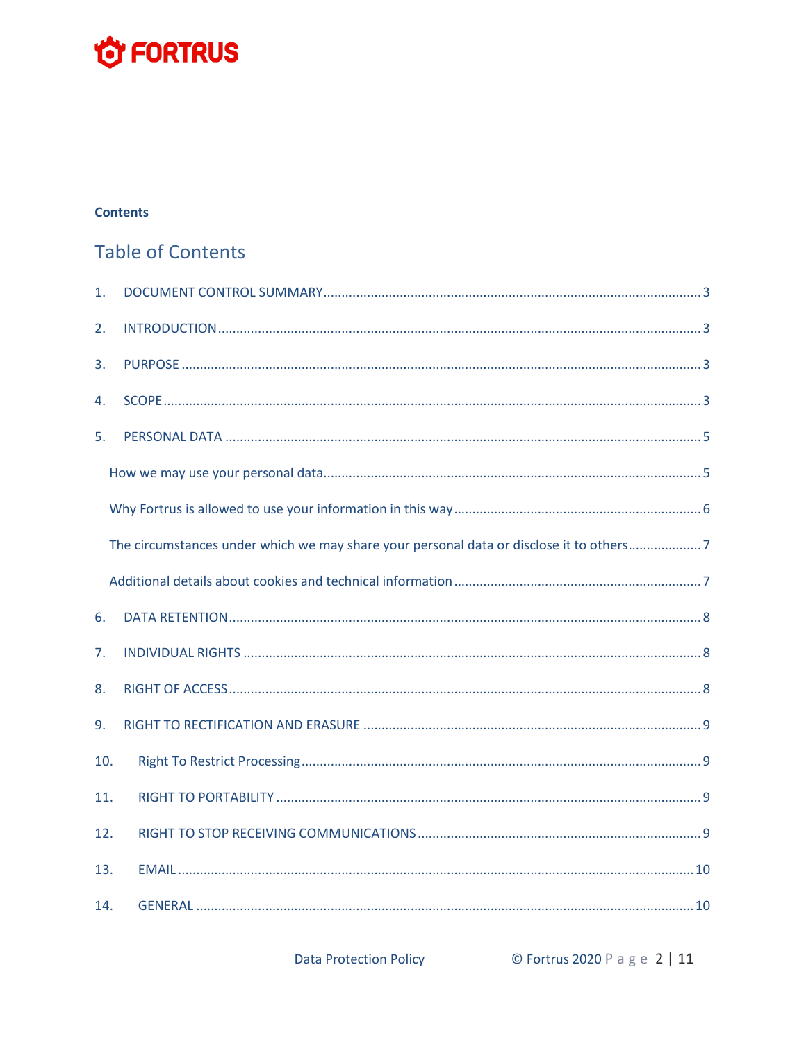**Contents**

# Table of Contents

1. DOCUMENT CONTROL SUMMARY ........ 3
2. INTRODUCTION ........ 3
3. PURPOSE ........ 3
4. SCOPE ........ 3
5. PERSONAL DATA ........ 5
    - How we may use your personal data ........ 5
    - Why Fortrus is allowed to use your information in this way ........ 6
    - The circumstances under which we may share your personal data or disclose it to others ........ 7
    - Additional details about cookies and technical information ........ 7
6. DATA RETENTION ........ 8
7. INDIVIDUAL RIGHTS ........ 8
8. RIGHT OF ACCESS ........ 8
9. RIGHT TO RECTIFICATION AND ERASURE ........ 9
10. Right To Restrict Processing ........ 9
11. RIGHT TO PORTABILITY ........ 9
12. RIGHT TO STOP RECEIVING COMMUNICATIONS ........ 9
13. EMAIL ........ 10
14. GENERAL ........ 10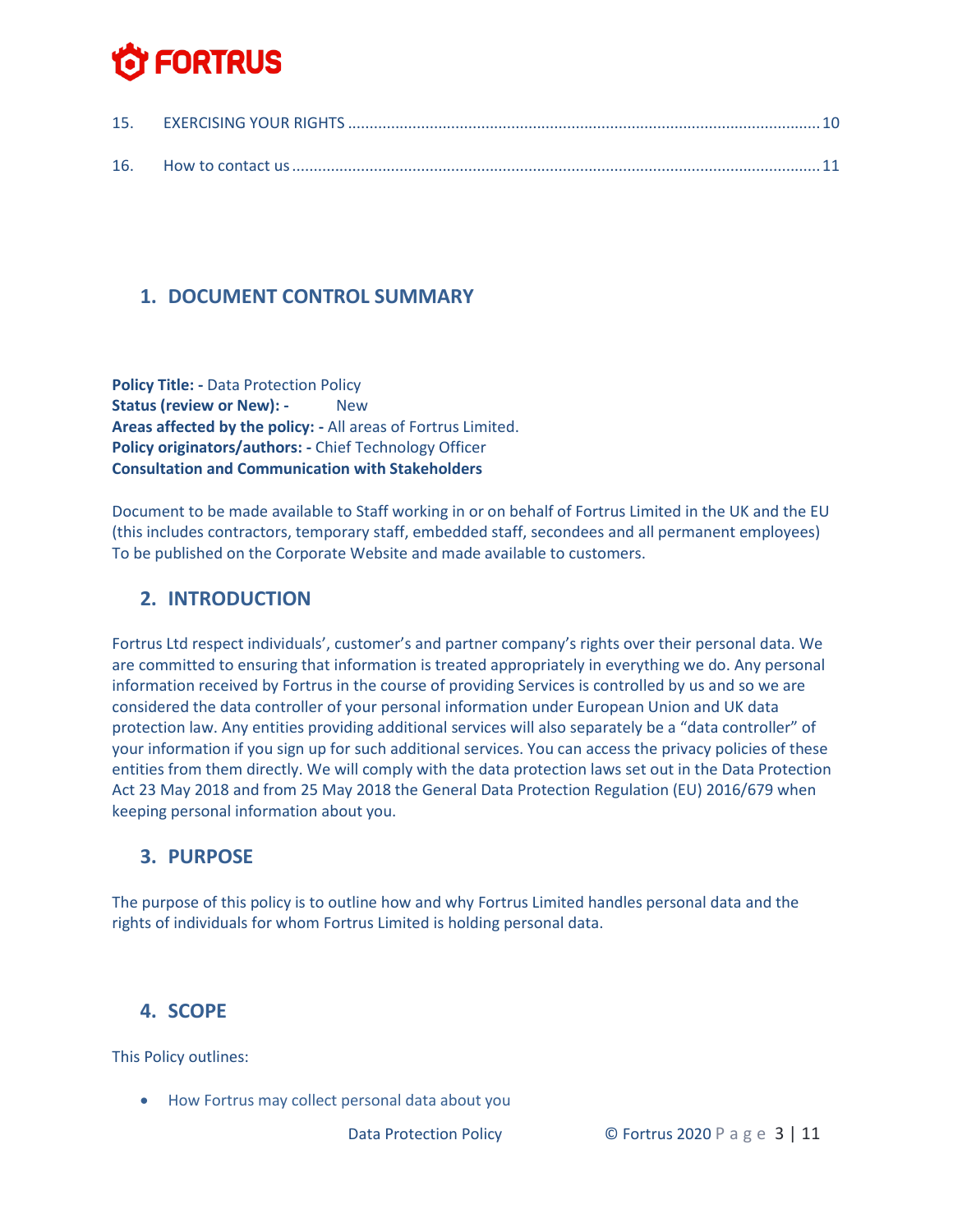| | | |
|---|---|---|
| 15. | EXERCISING YOUR RIGHTS | 10 |
| 16. | How to contact us | 11 |

## 1. DOCUMENT CONTROL SUMMARY

**Policy Title: -** Data Protection Policy
**Status (review or New): -** New
**Areas affected by the policy: -** All areas of Fortrus Limited.
**Policy originators/authors: -** Chief Technology Officer
**Consultation and Communication with Stakeholders**

Document to be made available to Staff working in or on behalf of Fortrus Limited in the UK and the EU (this includes contractors, temporary staff, embedded staff, secondees and all permanent employees) To be published on the Corporate Website and made available to customers.

## 2. INTRODUCTION

Fortrus Ltd respect individuals', customer's and partner company's rights over their personal data. We are committed to ensuring that information is treated appropriately in everything we do. Any personal information received by Fortrus in the course of providing Services is controlled by us and so we are considered the data controller of your personal information under European Union and UK data protection law. Any entities providing additional services will also separately be a "data controller" of your information if you sign up for such additional services. You can access the privacy policies of these entities from them directly. We will comply with the data protection laws set out in the Data Protection Act 23 May 2018 and from 25 May 2018 the General Data Protection Regulation (EU) 2016/679 when keeping personal information about you.

## 3. PURPOSE

The purpose of this policy is to outline how and why Fortrus Limited handles personal data and the rights of individuals for whom Fortrus Limited is holding personal data.

## 4. SCOPE

This Policy outlines:

- How Fortrus may collect personal data about you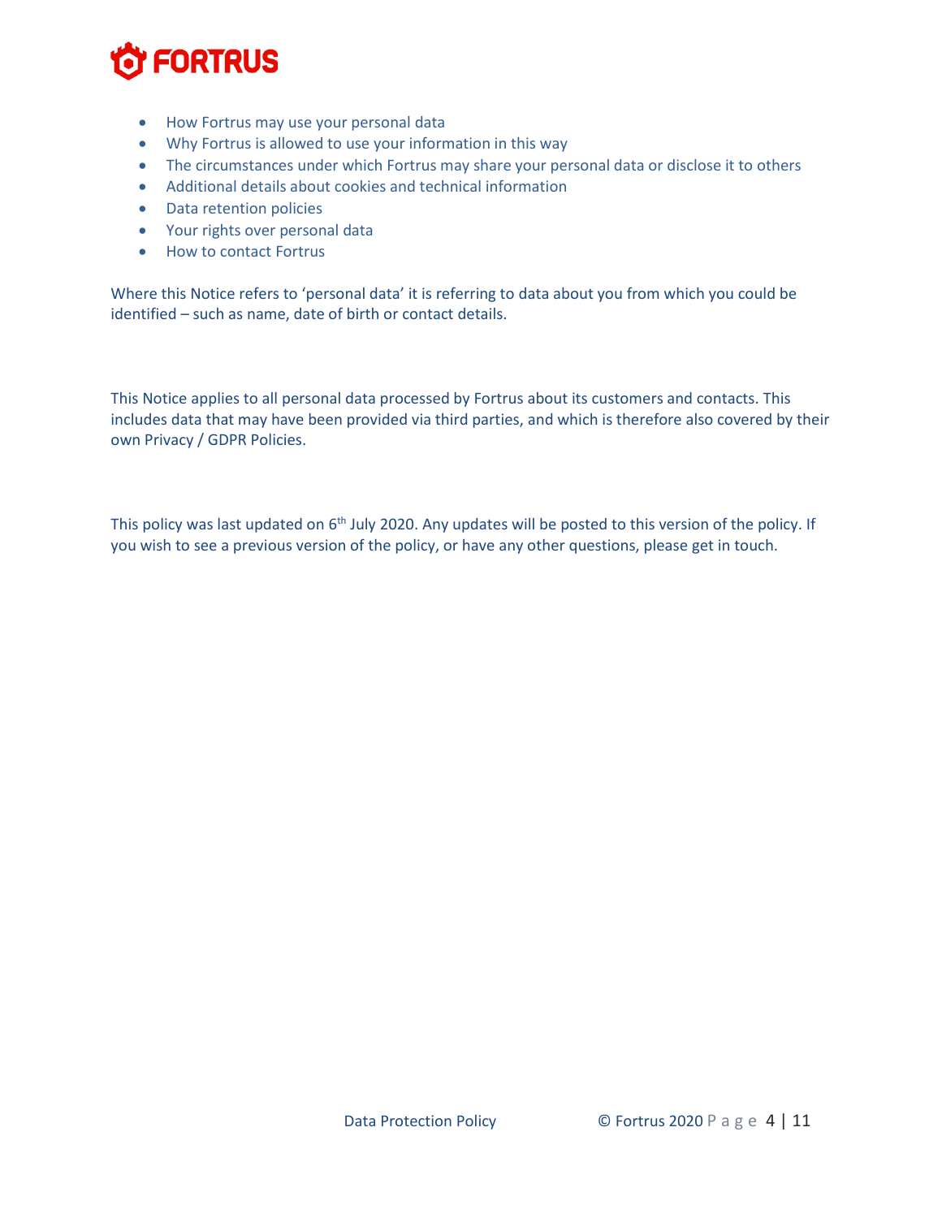- How Fortrus may use your personal data
- Why Fortrus is allowed to use your information in this way
- The circumstances under which Fortrus may share your personal data or disclose it to others
- Additional details about cookies and technical information
- Data retention policies
- Your rights over personal data
- How to contact Fortrus

Where this Notice refers to 'personal data' it is referring to data about you from which you could be identified – such as name, date of birth or contact details.

This Notice applies to all personal data processed by Fortrus about its customers and contacts. This includes data that may have been provided via third parties, and which is therefore also covered by their own Privacy / GDPR Policies.

This policy was last updated on 6th July 2020. Any updates will be posted to this version of the policy. If you wish to see a previous version of the policy, or have any other questions, please get in touch.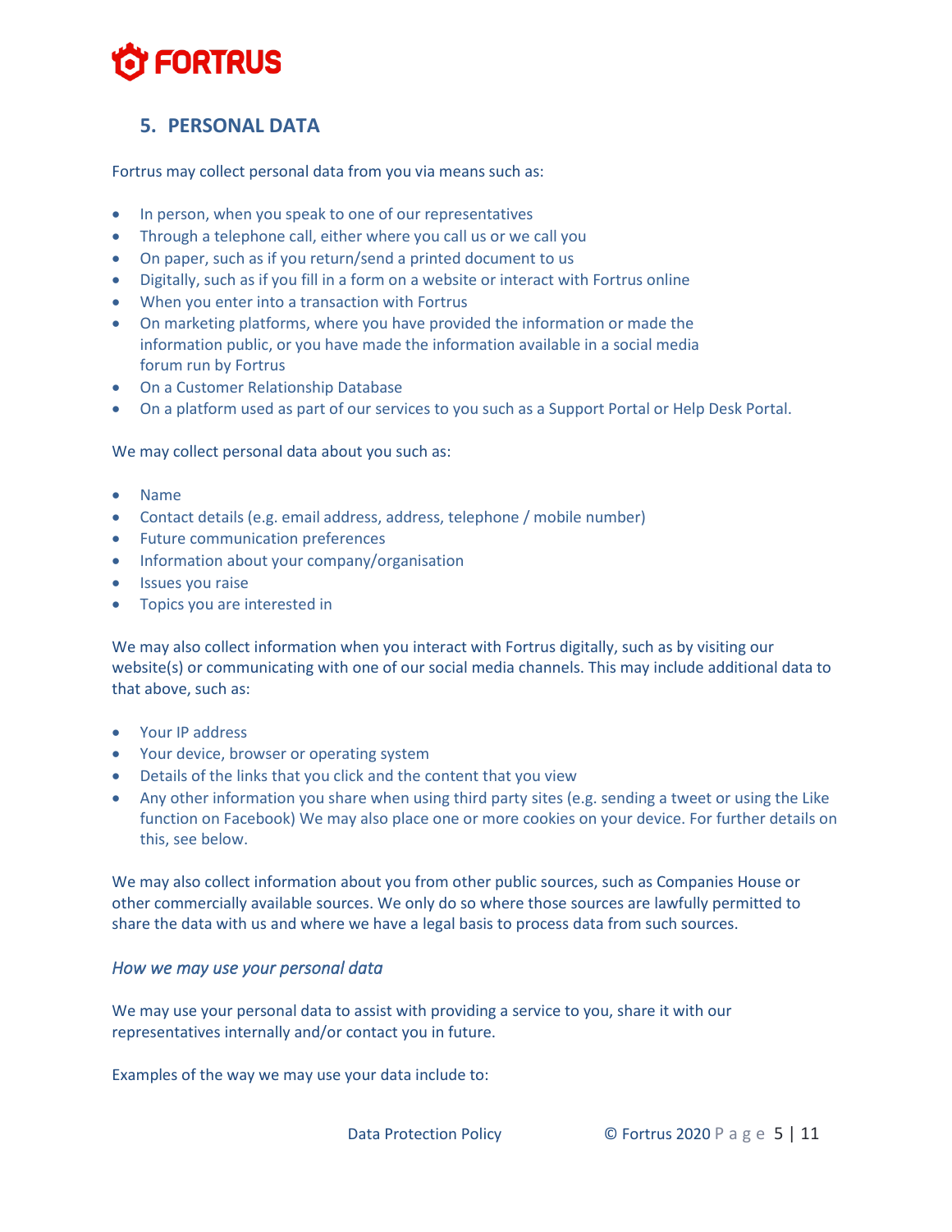## 5. PERSONAL DATA

Fortrus may collect personal data from you via means such as:

- In person, when you speak to one of our representatives
- Through a telephone call, either where you call us or we call you
- On paper, such as if you return/send a printed document to us
- Digitally, such as if you fill in a form on a website or interact with Fortrus online
- When you enter into a transaction with Fortrus
- On marketing platforms, where you have provided the information or made the information public, or you have made the information available in a social media forum run by Fortrus
- On a Customer Relationship Database
- On a platform used as part of our services to you such as a Support Portal or Help Desk Portal.

We may collect personal data about you such as:

- Name
- Contact details (e.g. email address, address, telephone / mobile number)
- Future communication preferences
- Information about your company/organisation
- Issues you raise
- Topics you are interested in

We may also collect information when you interact with Fortrus digitally, such as by visiting our website(s) or communicating with one of our social media channels. This may include additional data to that above, such as:

- Your IP address
- Your device, browser or operating system
- Details of the links that you click and the content that you view
- Any other information you share when using third party sites (e.g. sending a tweet or using the Like function on Facebook) We may also place one or more cookies on your device. For further details on this, see below.

We may also collect information about you from other public sources, such as Companies House or other commercially available sources. We only do so where those sources are lawfully permitted to share the data with us and where we have a legal basis to process data from such sources.

### *How we may use your personal data*

We may use your personal data to assist with providing a service to you, share it with our representatives internally and/or contact you in future.

Examples of the way we may use your data include to: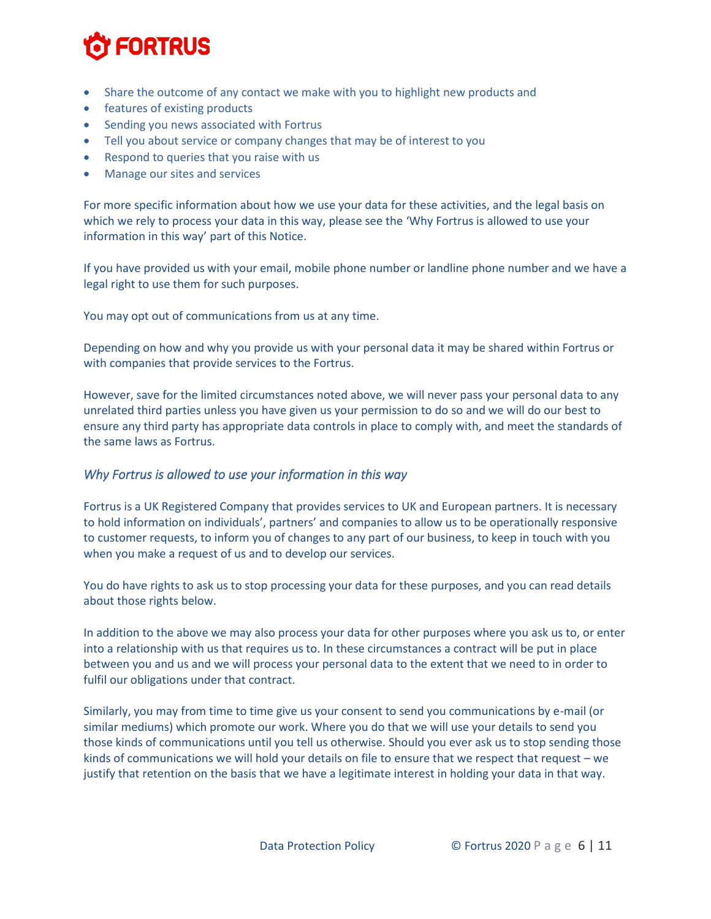- Share the outcome of any contact we make with you to highlight new products and
- features of existing products
- Sending you news associated with Fortrus
- Tell you about service or company changes that may be of interest to you
- Respond to queries that you raise with us
- Manage our sites and services

For more specific information about how we use your data for these activities, and the legal basis on which we rely to process your data in this way, please see the 'Why Fortrus is allowed to use your information in this way' part of this Notice.

If you have provided us with your email, mobile phone number or landline phone number and we have a legal right to use them for such purposes.

You may opt out of communications from us at any time.

Depending on how and why you provide us with your personal data it may be shared within Fortrus or with companies that provide services to the Fortrus.

However, save for the limited circumstances noted above, we will never pass your personal data to any unrelated third parties unless you have given us your permission to do so and we will do our best to ensure any third party has appropriate data controls in place to comply with, and meet the standards of the same laws as Fortrus.

### *Why Fortrus is allowed to use your information in this way*

Fortrus is a UK Registered Company that provides services to UK and European partners. It is necessary to hold information on individuals', partners' and companies to allow us to be operationally responsive to customer requests, to inform you of changes to any part of our business, to keep in touch with you when you make a request of us and to develop our services.

You do have rights to ask us to stop processing your data for these purposes, and you can read details about those rights below.

In addition to the above we may also process your data for other purposes where you ask us to, or enter into a relationship with us that requires us to. In these circumstances a contract will be put in place between you and us and we will process your personal data to the extent that we need to in order to fulfil our obligations under that contract.

Similarly, you may from time to time give us your consent to send you communications by e-mail (or similar mediums) which promote our work. Where you do that we will use your details to send you those kinds of communications until you tell us otherwise. Should you ever ask us to stop sending those kinds of communications we will hold your details on file to ensure that we respect that request – we justify that retention on the basis that we have a legitimate interest in holding your data in that way.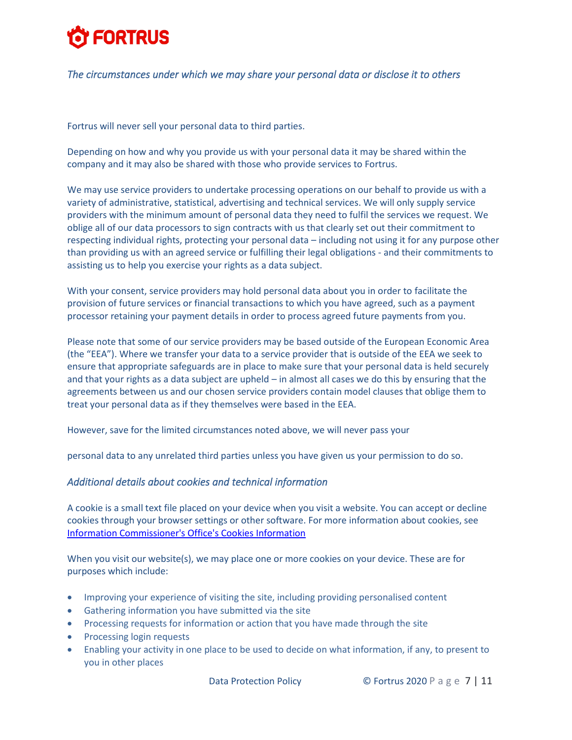*The circumstances under which we may share your personal data or disclose it to others*

Fortrus will never sell your personal data to third parties.

Depending on how and why you provide us with your personal data it may be shared within the company and it may also be shared with those who provide services to Fortrus.

We may use service providers to undertake processing operations on our behalf to provide us with a variety of administrative, statistical, advertising and technical services. We will only supply service providers with the minimum amount of personal data they need to fulfil the services we request. We oblige all of our data processors to sign contracts with us that clearly set out their commitment to respecting individual rights, protecting your personal data – including not using it for any purpose other than providing us with an agreed service or fulfilling their legal obligations - and their commitments to assisting us to help you exercise your rights as a data subject.

With your consent, service providers may hold personal data about you in order to facilitate the provision of future services or financial transactions to which you have agreed, such as a payment processor retaining your payment details in order to process agreed future payments from you.

Please note that some of our service providers may be based outside of the European Economic Area (the "EEA"). Where we transfer your data to a service provider that is outside of the EEA we seek to ensure that appropriate safeguards are in place to make sure that your personal data is held securely and that your rights as a data subject are upheld – in almost all cases we do this by ensuring that the agreements between us and our chosen service providers contain model clauses that oblige them to treat your personal data as if they themselves were based in the EEA.

However, save for the limited circumstances noted above, we will never pass your

personal data to any unrelated third parties unless you have given us your permission to do so.

*Additional details about cookies and technical information*

A cookie is a small text file placed on your device when you visit a website. You can accept or decline cookies through your browser settings or other software. For more information about cookies, see [Information Commissioner's Office's Cookies Information]

When you visit our website(s), we may place one or more cookies on your device. These are for purposes which include:

- Improving your experience of visiting the site, including providing personalised content
- Gathering information you have submitted via the site
- Processing requests for information or action that you have made through the site
- Processing login requests
- Enabling your activity in one place to be used to decide on what information, if any, to present to you in other places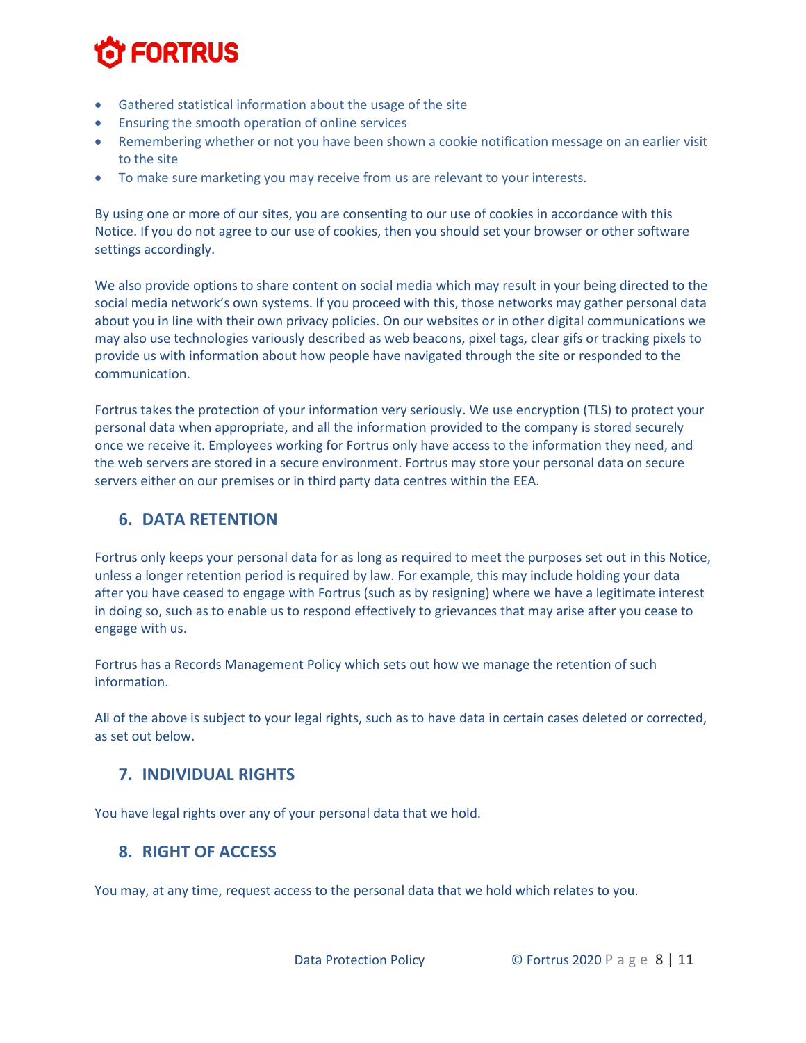- Gathered statistical information about the usage of the site
- Ensuring the smooth operation of online services
- Remembering whether or not you have been shown a cookie notification message on an earlier visit to the site
- To make sure marketing you may receive from us are relevant to your interests.

By using one or more of our sites, you are consenting to our use of cookies in accordance with this Notice. If you do not agree to our use of cookies, then you should set your browser or other software settings accordingly.

We also provide options to share content on social media which may result in your being directed to the social media network's own systems. If you proceed with this, those networks may gather personal data about you in line with their own privacy policies. On our websites or in other digital communications we may also use technologies variously described as web beacons, pixel tags, clear gifs or tracking pixels to provide us with information about how people have navigated through the site or responded to the communication.

Fortrus takes the protection of your information very seriously. We use encryption (TLS) to protect your personal data when appropriate, and all the information provided to the company is stored securely once we receive it. Employees working for Fortrus only have access to the information they need, and the web servers are stored in a secure environment. Fortrus may store your personal data on secure servers either on our premises or in third party data centres within the EEA.

## 6. DATA RETENTION

Fortrus only keeps your personal data for as long as required to meet the purposes set out in this Notice, unless a longer retention period is required by law. For example, this may include holding your data after you have ceased to engage with Fortrus (such as by resigning) where we have a legitimate interest in doing so, such as to enable us to respond effectively to grievances that may arise after you cease to engage with us.

Fortrus has a Records Management Policy which sets out how we manage the retention of such information.

All of the above is subject to your legal rights, such as to have data in certain cases deleted or corrected, as set out below.

## 7. INDIVIDUAL RIGHTS

You have legal rights over any of your personal data that we hold.

## 8. RIGHT OF ACCESS

You may, at any time, request access to the personal data that we hold which relates to you.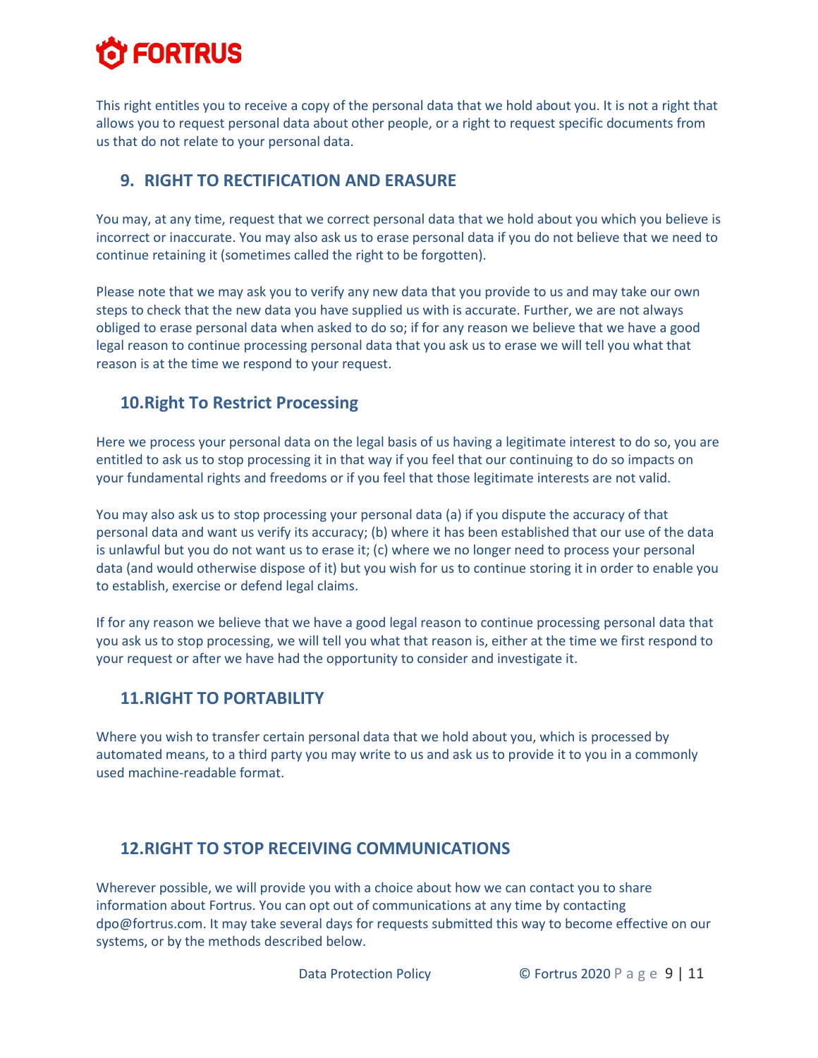This right entitles you to receive a copy of the personal data that we hold about you. It is not a right that allows you to request personal data about other people, or a right to request specific documents from us that do not relate to your personal data.

## 9. RIGHT TO RECTIFICATION AND ERASURE

You may, at any time, request that we correct personal data that we hold about you which you believe is incorrect or inaccurate. You may also ask us to erase personal data if you do not believe that we need to continue retaining it (sometimes called the right to be forgotten).

Please note that we may ask you to verify any new data that you provide to us and may take our own steps to check that the new data you have supplied us with is accurate. Further, we are not always obliged to erase personal data when asked to do so; if for any reason we believe that we have a good legal reason to continue processing personal data that you ask us to erase we will tell you what that reason is at the time we respond to your request.

## 10.Right To Restrict Processing

Here we process your personal data on the legal basis of us having a legitimate interest to do so, you are entitled to ask us to stop processing it in that way if you feel that our continuing to do so impacts on your fundamental rights and freedoms or if you feel that those legitimate interests are not valid.

You may also ask us to stop processing your personal data (a) if you dispute the accuracy of that personal data and want us verify its accuracy; (b) where it has been established that our use of the data is unlawful but you do not want us to erase it; (c) where we no longer need to process your personal data (and would otherwise dispose of it) but you wish for us to continue storing it in order to enable you to establish, exercise or defend legal claims.

If for any reason we believe that we have a good legal reason to continue processing personal data that you ask us to stop processing, we will tell you what that reason is, either at the time we first respond to your request or after we have had the opportunity to consider and investigate it.

## 11.RIGHT TO PORTABILITY

Where you wish to transfer certain personal data that we hold about you, which is processed by automated means, to a third party you may write to us and ask us to provide it to you in a commonly used machine-readable format.

## 12.RIGHT TO STOP RECEIVING COMMUNICATIONS

Wherever possible, we will provide you with a choice about how we can contact you to share information about Fortrus. You can opt out of communications at any time by contacting dpo@fortrus.com. It may take several days for requests submitted this way to become effective on our systems, or by the methods described below.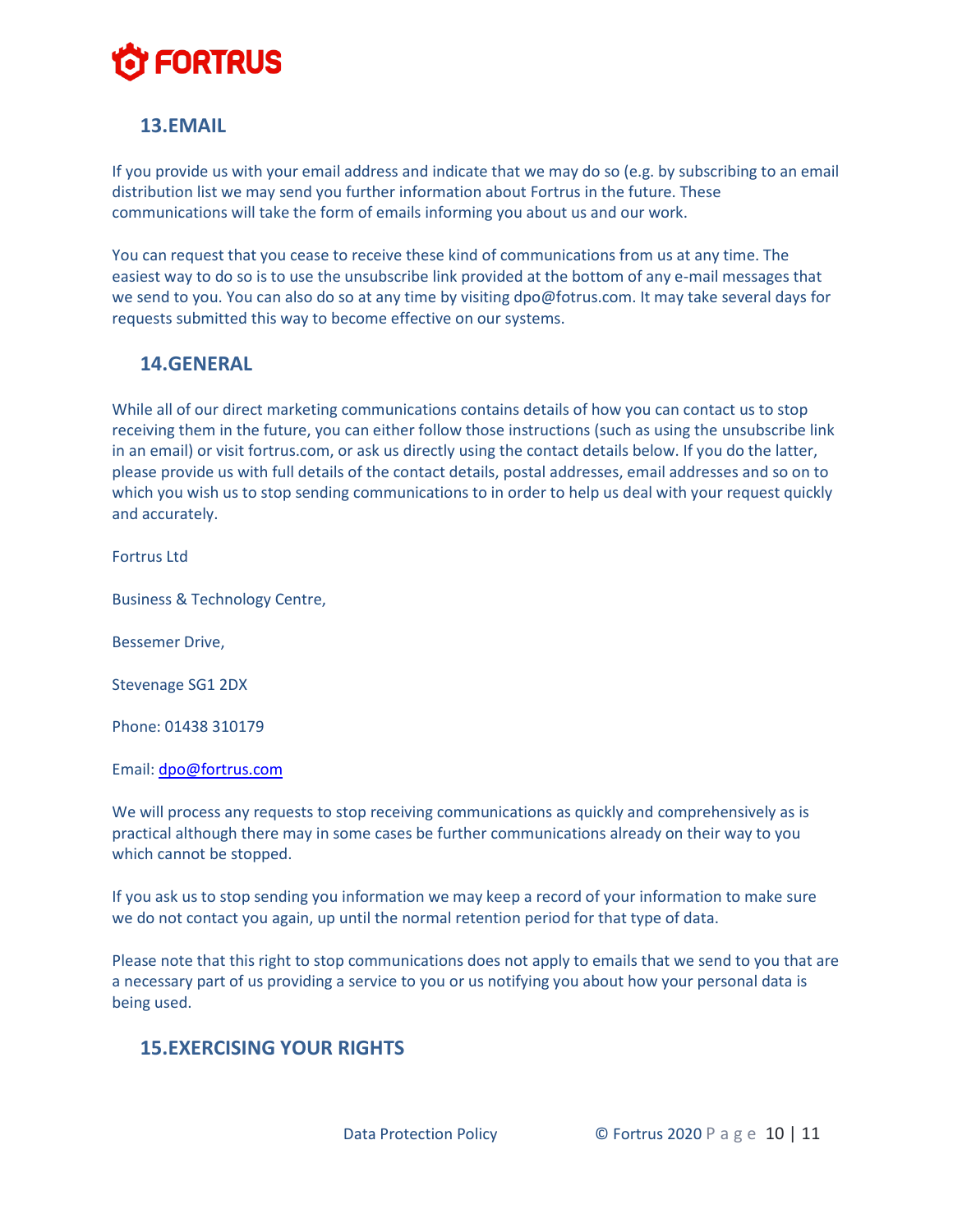## 13. EMAIL

If you provide us with your email address and indicate that we may do so (e.g. by subscribing to an email distribution list we may send you further information about Fortrus in the future. These communications will take the form of emails informing you about us and our work.

You can request that you cease to receive these kind of communications from us at any time. The easiest way to do so is to use the unsubscribe link provided at the bottom of any e-mail messages that we send to you. You can also do so at any time by visiting dpo@fotrus.com. It may take several days for requests submitted this way to become effective on our systems.

## 14. GENERAL

While all of our direct marketing communications contains details of how you can contact us to stop receiving them in the future, you can either follow those instructions (such as using the unsubscribe link in an email) or visit fortrus.com, or ask us directly using the contact details below. If you do the latter, please provide us with full details of the contact details, postal addresses, email addresses and so on to which you wish us to stop sending communications to in order to help us deal with your request quickly and accurately.

Fortrus Ltd

Business & Technology Centre,

Bessemer Drive,

Stevenage SG1 2DX

Phone: 01438 310179

Email: dpo@fortrus.com

We will process any requests to stop receiving communications as quickly and comprehensively as is practical although there may in some cases be further communications already on their way to you which cannot be stopped.

If you ask us to stop sending you information we may keep a record of your information to make sure we do not contact you again, up until the normal retention period for that type of data.

Please note that this right to stop communications does not apply to emails that we send to you that are a necessary part of us providing a service to you or us notifying you about how your personal data is being used.

## 15. EXERCISING YOUR RIGHTS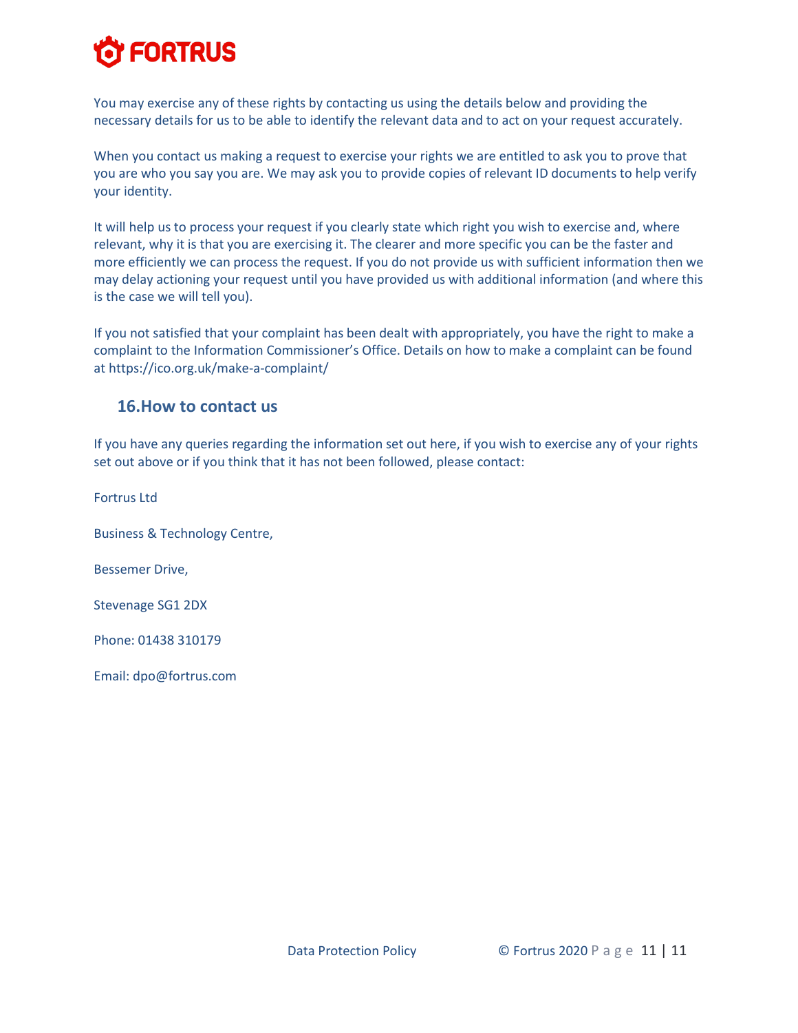You may exercise any of these rights by contacting us using the details below and providing the necessary details for us to be able to identify the relevant data and to act on your request accurately.

When you contact us making a request to exercise your rights we are entitled to ask you to prove that you are who you say you are. We may ask you to provide copies of relevant ID documents to help verify your identity.

It will help us to process your request if you clearly state which right you wish to exercise and, where relevant, why it is that you are exercising it. The clearer and more specific you can be the faster and more efficiently we can process the request. If you do not provide us with sufficient information then we may delay actioning your request until you have provided us with additional information (and where this is the case we will tell you).

If you not satisfied that your complaint has been dealt with appropriately, you have the right to make a complaint to the Information Commissioner's Office. Details on how to make a complaint can be found at https://ico.org.uk/make-a-complaint/

## 16. How to contact us

If you have any queries regarding the information set out here, if you wish to exercise any of your rights set out above or if you think that it has not been followed, please contact:

Fortrus Ltd

Business & Technology Centre,

Bessemer Drive,

Stevenage SG1 2DX

Phone: 01438 310179

Email: dpo@fortrus.com